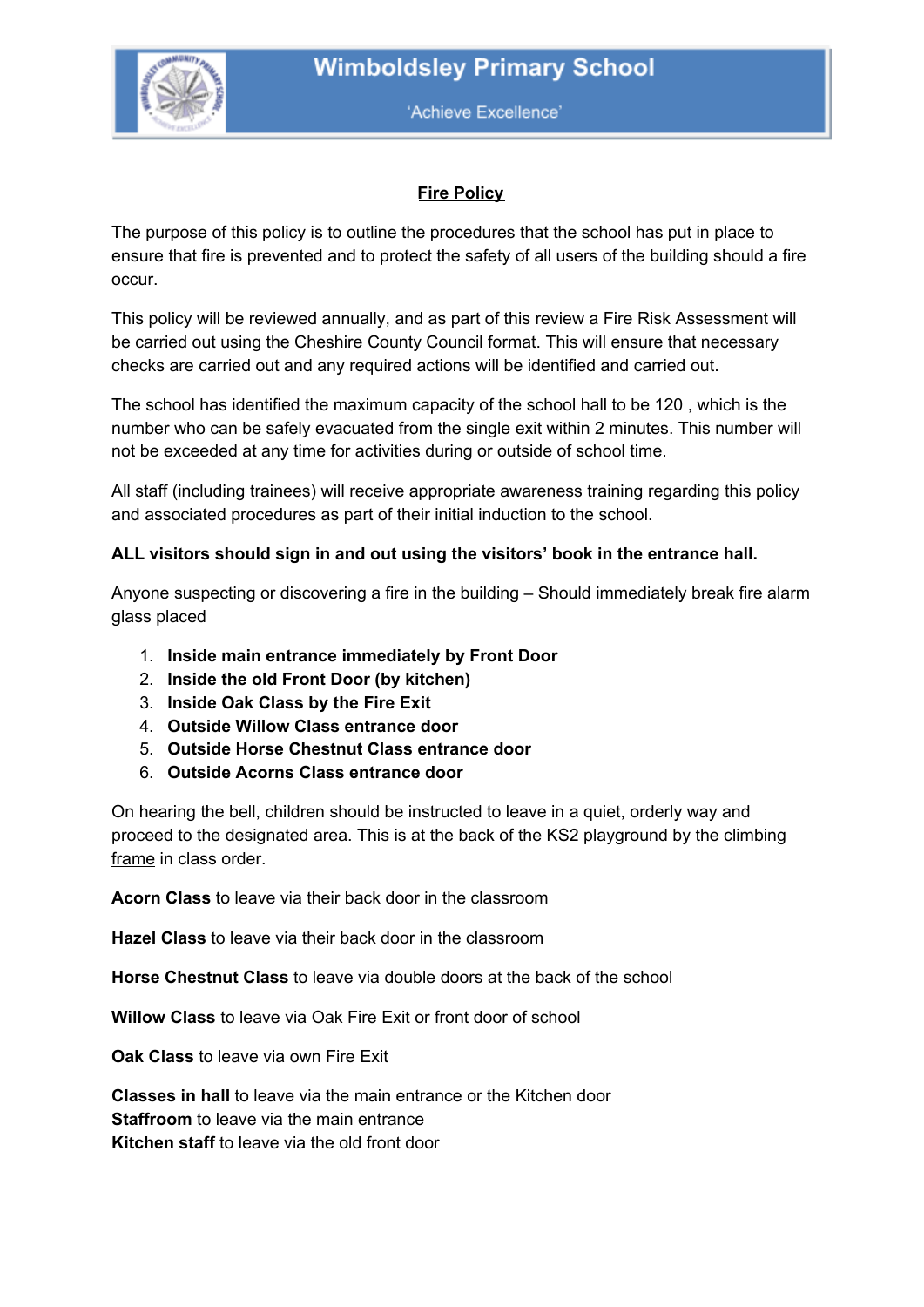# Wimboldsley Primary School

'Achieve Excellence'

## Fire Policy

The purpose of this policy is to outline the procedures that the school has put in place to ensure that fire is prevented and to protect the safety of all users of the building should a fire occur.

This policy will be reviewed annually, and as part of this review a Fire Risk Assessment will be carried out using the Cheshire County Council format. This will ensure that necessary checks are carried out and any required actions will be identified and carried out.

The school has identified the maximum capacity of the school hall to be 120 , which is the number who can be safely evacuated from the single exit within 2 minutes. This number will not be exceeded at any time for activities during or outside of school time.

All staff (including trainees) will receive appropriate awareness training regarding this policy and associated procedures as part of their initial induction to the school.

**ALL visitors should sign in and out using the visitors' book in the entrance hall.**

Anyone suspecting or discovering a fire in the building – Should immediately break fire alarm glass placed

1. **Inside main entrance immediately by Front Door**
2. **Inside the old Front Door (by kitchen)**
3. **Inside Oak Class by the Fire Exit**
4. **Outside Willow Class entrance door**
5. **Outside Horse Chestnut Class entrance door**
6. **Outside Acorns Class entrance door**

On hearing the bell, children should be instructed to leave in a quiet, orderly way and proceed to the designated area. This is at the back of the KS2 playground by the climbing frame in class order.

**Acorn Class** to leave via their back door in the classroom

**Hazel Class** to leave via their back door in the classroom

**Horse Chestnut Class** to leave via double doors at the back of the school

**Willow Class** to leave via Oak Fire Exit or front door of school

**Oak Class** to leave via own Fire Exit

**Classes in hall** to leave via the main entrance or the Kitchen door
**Staffroom** to leave via the main entrance
**Kitchen staff** to leave via the old front door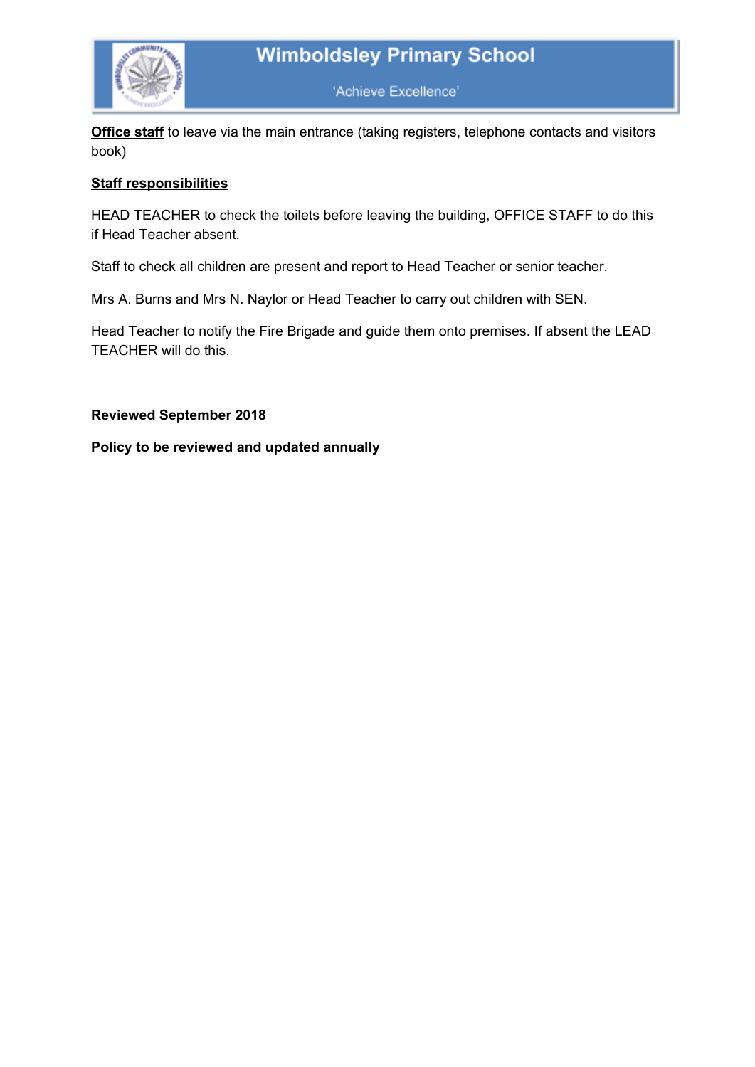**Office staff** to leave via the main entrance (taking registers, telephone contacts and visitors book)

**Staff responsibilities**

HEAD TEACHER to check the toilets before leaving the building, OFFICE STAFF to do this if Head Teacher absent.

Staff to check all children are present and report to Head Teacher or senior teacher.

Mrs A. Burns and Mrs N. Naylor or Head Teacher to carry out children with SEN.

Head Teacher to notify the Fire Brigade and guide them onto premises. If absent the LEAD TEACHER will do this.

**Reviewed September 2018**

**Policy to be reviewed and updated annually**